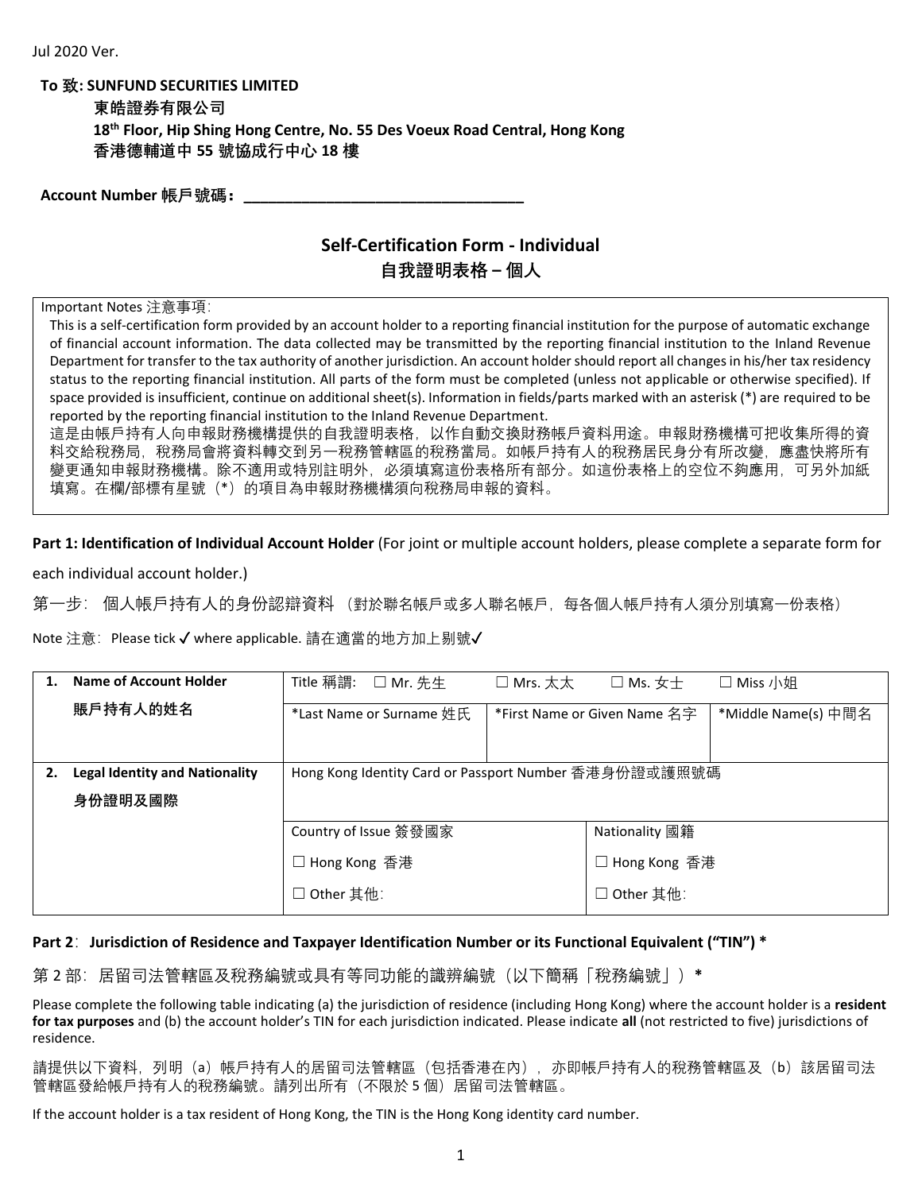Jul 2020 Ver.

**To 致: SUNFUND SECURITIES LIMITED**
**東皓證券有限公司**
**18th Floor, Hip Shing Hong Centre, No. 55 Des Voeux Road Central, Hong Kong**
**香港德輔道中 55 號協成行中心 18 樓**

**Account Number 帳戶號碼：\_\_\_\_\_\_\_\_\_\_\_\_\_\_\_\_\_\_\_\_\_\_\_\_\_\_\_\_\_\_\_\_\_\_**

# Self-Certification Form - Individual
# 自我證明表格 – 個人

Important Notes 注意事項:

This is a self-certification form provided by an account holder to a reporting financial institution for the purpose of automatic exchange of financial account information. The data collected may be transmitted by the reporting financial institution to the Inland Revenue Department for transfer to the tax authority of another jurisdiction. An account holder should report all changes in his/her tax residency status to the reporting financial institution. All parts of the form must be completed (unless not applicable or otherwise specified). If space provided is insufficient, continue on additional sheet(s). Information in fields/parts marked with an asterisk (*) are required to be reported by the reporting financial institution to the Inland Revenue Department.

這是由帳戶持有人向申報財務機構提供的自我證明表格，以作自動交換財務帳戶資料用途。申報財務機構可把收集所得的資料交給稅務局，稅務局會將資料轉交到另一稅務管轄區的稅務當局。如帳戶持有人的稅務居民身分有所改變，應盡快將所有變更通知申報財務機構。除不適用或特別註明外，必須填寫這份表格所有部分。如這份表格上的空位不夠應用，可另外加紙填寫。在欄/部標有星號（*）的項目為申報財務機構須向稅務局申報的資料。

**Part 1: Identification of Individual Account Holder** (For joint or multiple account holders, please complete a separate form for each individual account holder.)

第一步：個人帳戶持有人的身份認辯資料（對於聯名帳戶或多人聯名帳戶，每各個人帳戶持有人須分別填寫一份表格）

Note 注意：Please tick ✓ where applicable. 請在適當的地方加上剔號✓

| | | | | | |
|---|---|---|---|---|---|
| **1.** | **Name of Account Holder 賬戶持有人的姓名** | Title 稱謂: ☐ Mr. 先生 | ☐ Mrs. 太太 | ☐ Ms. 女士 | ☐ Miss 小姐 |
| | | *Last Name or Surname 姓氏 | *First Name or Given Name 名字 | | *Middle Name(s) 中間名 |
| **2.** | **Legal Identity and Nationality 身份證明及國際** | Hong Kong Identity Card or Passport Number 香港身份證或護照號碼 | | | |
| | | Country of Issue 簽發國家 | | Nationality 國籍 | |
| | | ☐ Hong Kong 香港 | | ☐ Hong Kong 香港 | |
| | | ☐ Other 其他: | | ☐ Other 其他: | |

**Part 2**: **Jurisdiction of Residence and Taxpayer Identification Number or its Functional Equivalent ("TIN") ***

第 2 部：居留司法管轄區及稅務編號或具有等同功能的識辨編號（以下簡稱「稅務編號」）*

Please complete the following table indicating (a) the jurisdiction of residence (including Hong Kong) where the account holder is a **resident for tax purposes** and (b) the account holder's TIN for each jurisdiction indicated. Please indicate **all** (not restricted to five) jurisdictions of residence.

請提供以下資料，列明（a）帳戶持有人的居留司法管轄區（包括香港在內），亦即帳戶持有人的稅務管轄區及（b）該居留司法管轄區發給帳戶持有人的稅務編號。請列出所有（不限於 5 個）居留司法管轄區。

If the account holder is a tax resident of Hong Kong, the TIN is the Hong Kong identity card number.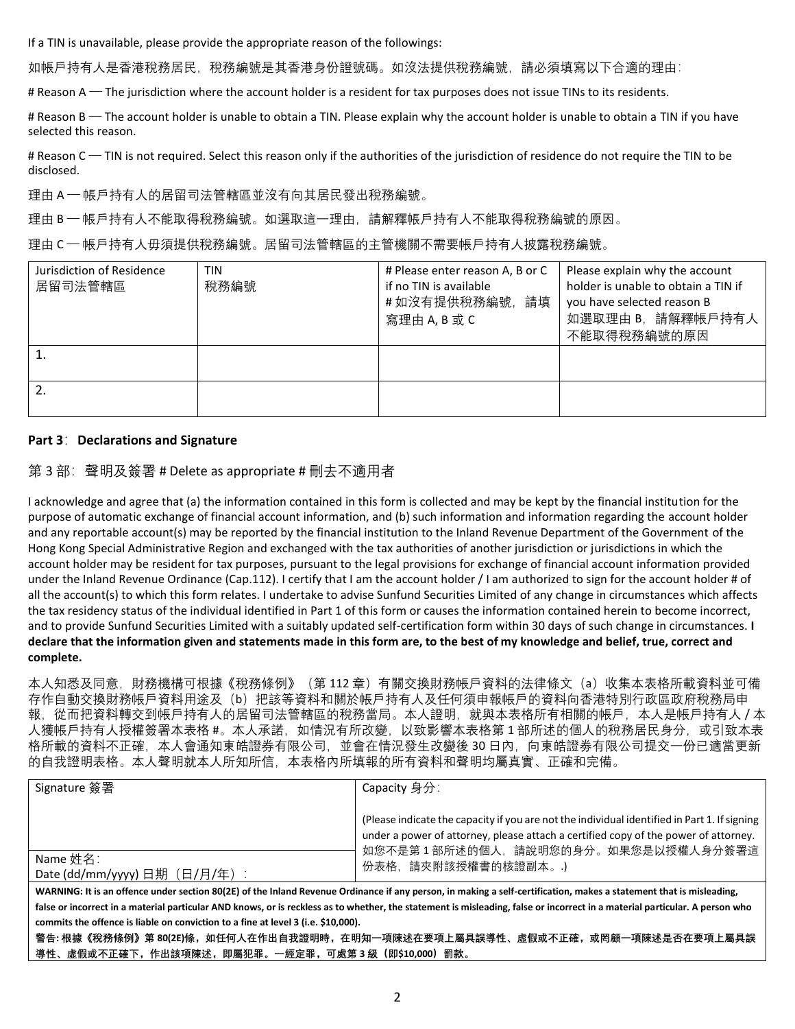If a TIN is unavailable, please provide the appropriate reason of the followings:

如帳戶持有人是香港稅務居民，稅務編號是其香港身份證號碼。如沒法提供稅務編號，請必須填寫以下合適的理由：

# Reason A — The jurisdiction where the account holder is a resident for tax purposes does not issue TINs to its residents.

# Reason B — The account holder is unable to obtain a TIN. Please explain why the account holder is unable to obtain a TIN if you have selected this reason.

# Reason C — TIN is not required. Select this reason only if the authorities of the jurisdiction of residence do not require the TIN to be disclosed.

理由 A — 帳戶持有人的居留司法管轄區並沒有向其居民發出稅務編號。

理由 B — 帳戶持有人不能取得稅務編號。如選取這一理由，請解釋帳戶持有人不能取得稅務編號的原因。

理由 C — 帳戶持有人毋須提供稅務編號。居留司法管轄區的主管機關不需要帳戶持有人披露稅務編號。

| Jurisdiction of Residence 居留司法管轄區 | TIN 稅務編號 | # Please enter reason A, B or C if no TIN is available # 如沒有提供稅務編號，請填寫理由 A, B 或 C | Please explain why the account holder is unable to obtain a TIN if you have selected reason B 如選取理由 B，請解釋帳戶持有人不能取得稅務編號的原因 |
|---|---|---|---|
| 1. | | | |
| 2. | | | |

## Part 3: Declarations and Signature

## 第 3 部：聲明及簽署 # Delete as appropriate # 刪去不適用者

I acknowledge and agree that (a) the information contained in this form is collected and may be kept by the financial institution for the purpose of automatic exchange of financial account information, and (b) such information and information regarding the account holder and any reportable account(s) may be reported by the financial institution to the Inland Revenue Department of the Government of the Hong Kong Special Administrative Region and exchanged with the tax authorities of another jurisdiction or jurisdictions in which the account holder may be resident for tax purposes, pursuant to the legal provisions for exchange of financial account information provided under the Inland Revenue Ordinance (Cap.112). I certify that I am the account holder / I am authorized to sign for the account holder # of all the account(s) to which this form relates. I undertake to advise Sunfund Securities Limited of any change in circumstances which affects the tax residency status of the individual identified in Part 1 of this form or causes the information contained herein to become incorrect, and to provide Sunfund Securities Limited with a suitably updated self-certification form within 30 days of such change in circumstances. **I declare that the information given and statements made in this form are, to the best of my knowledge and belief, true, correct and complete.**

本人知悉及同意，財務機構可根據《稅務條例》（第 112 章）有關交換財務帳戶資料的法律條文（a）收集本表格所載資料並可備存作自動交換財務帳戶資料用途及（b）把該等資料和關於帳戶持有人及任何須申報帳戶的資料向香港特別行政區政府稅務局申報，從而把資料轉交到帳戶持有人的居留司法管轄區的稅務當局。本人證明，就與本表格所有相關的帳戶，本人是帳戶持有人 / 本人獲帳戶持有人授權簽署本表格 #。本人承諾，如情況有所改變，以致影響本表格第 1 部所述的個人的稅務居民身分，或引致本表格所載的資料不正確，本人會通知東皓證券有限公司，並會在情況發生改變後 30 日內，向東皓證券有限公司提交一份已適當更新的自我證明表格。本人聲明就本人所知所信，本表格內所填報的所有資料和聲明均屬真實、正確和完備。

| | |
|---|---|
| Signature 簽署 | Capacity 身分：<br><br>(Please indicate the capacity if you are not the individual identified in Part 1. If signing under a power of attorney, please attach a certified copy of the power of attorney. 如您不是第 1 部所述的個人，請說明您的身分。如果您是以授權人身分簽署這份表格，請夾附該授權書的核證副本。.) |
| Name 姓名：<br>Date (dd/mm/yyyy) 日期（日/月/年）： | |

**WARNING: It is an offence under section 80(2E) of the Inland Revenue Ordinance if any person, in making a self-certification, makes a statement that is misleading, false or incorrect in a material particular AND knows, or is reckless as to whether, the statement is misleading, false or incorrect in a material particular. A person who commits the offence is liable on conviction to a fine at level 3 (i.e. $10,000).**

**警告：根據《稅務條例》第 80(2E)條，如任何人在作出自我證明時，在明知一項陳述在要項上屬具誤導性、虛假或不正確，或罔顧一項陳述是否在要項上屬具誤導性、虛假或不正確下，作出該項陳述，即屬犯罪。一經定罪，可處第 3 級（即$10,000）罰款。**